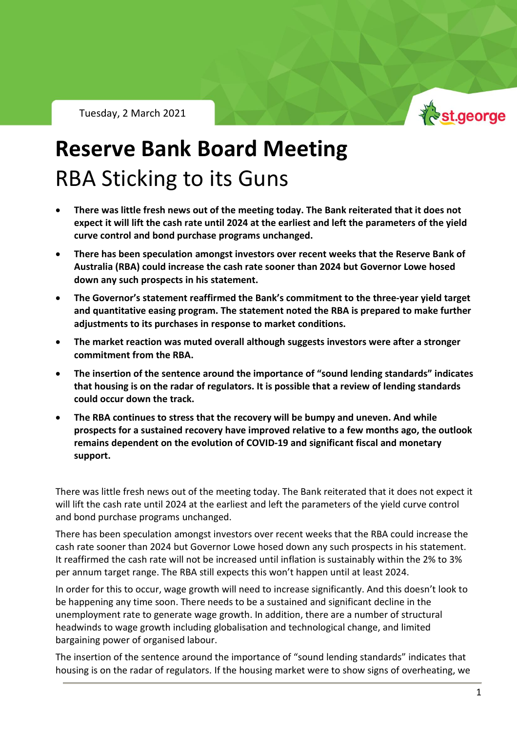Tuesday, 2 March 2021

# Reserve Bank Board Meeting

## RBA Sticking to its Guns

- **There was little fresh news out of the meeting today. The Bank reiterated that it does not expect it will lift the cash rate until 2024 at the earliest and left the parameters of the yield curve control and bond purchase programs unchanged.**
- **There has been speculation amongst investors over recent weeks that the Reserve Bank of Australia (RBA) could increase the cash rate sooner than 2024 but Governor Lowe hosed down any such prospects in his statement.**
- **The Governor's statement reaffirmed the Bank's commitment to the three-year yield target and quantitative easing program. The statement noted the RBA is prepared to make further adjustments to its purchases in response to market conditions.**
- **The market reaction was muted overall although suggests investors were after a stronger commitment from the RBA.**
- **The insertion of the sentence around the importance of "sound lending standards" indicates that housing is on the radar of regulators. It is possible that a review of lending standards could occur down the track.**
- **The RBA continues to stress that the recovery will be bumpy and uneven. And while prospects for a sustained recovery have improved relative to a few months ago, the outlook remains dependent on the evolution of COVID-19 and significant fiscal and monetary support.**

There was little fresh news out of the meeting today. The Bank reiterated that it does not expect it will lift the cash rate until 2024 at the earliest and left the parameters of the yield curve control and bond purchase programs unchanged.

There has been speculation amongst investors over recent weeks that the RBA could increase the cash rate sooner than 2024 but Governor Lowe hosed down any such prospects in his statement. It reaffirmed the cash rate will not be increased until inflation is sustainably within the 2% to 3% per annum target range. The RBA still expects this won't happen until at least 2024.

In order for this to occur, wage growth will need to increase significantly. And this doesn't look to be happening any time soon. There needs to be a sustained and significant decline in the unemployment rate to generate wage growth. In addition, there are a number of structural headwinds to wage growth including globalisation and technological change, and limited bargaining power of organised labour.

The insertion of the sentence around the importance of "sound lending standards" indicates that housing is on the radar of regulators. If the housing market were to show signs of overheating, we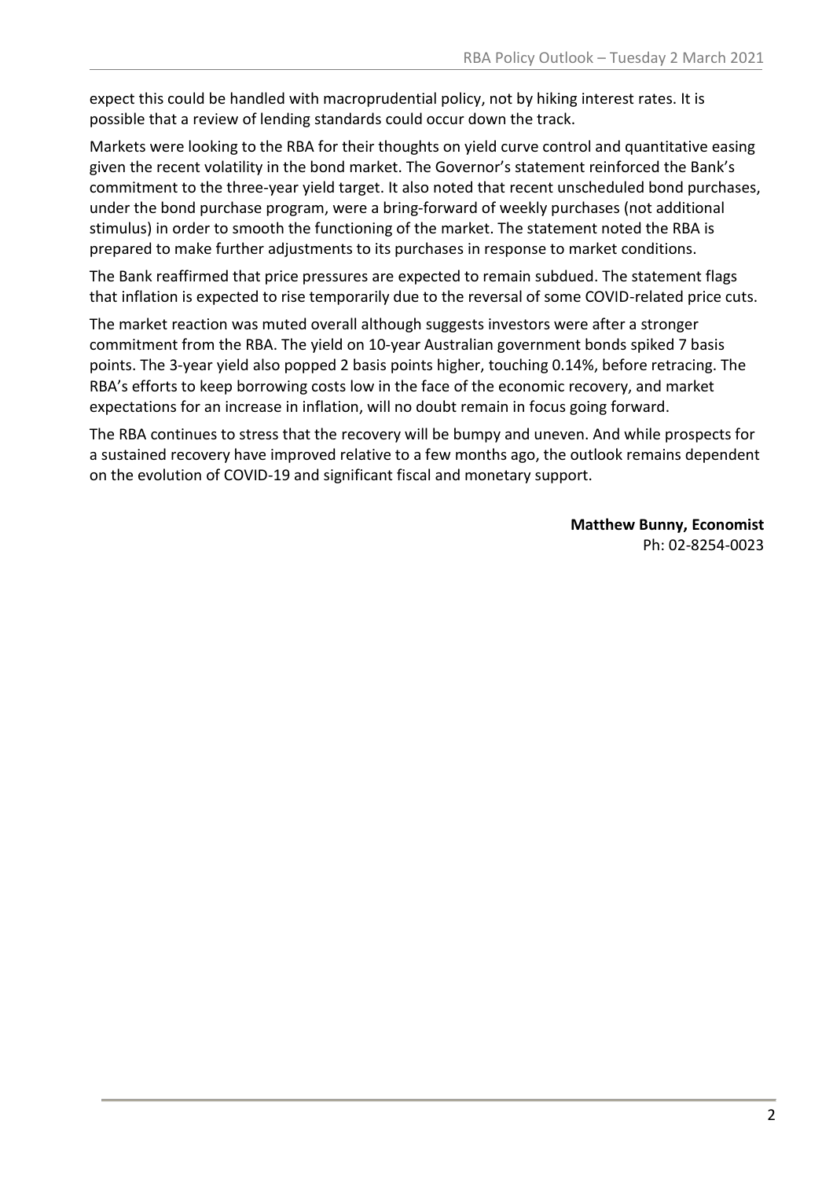expect this could be handled with macroprudential policy, not by hiking interest rates. It is possible that a review of lending standards could occur down the track.

Markets were looking to the RBA for their thoughts on yield curve control and quantitative easing given the recent volatility in the bond market. The Governor's statement reinforced the Bank's commitment to the three-year yield target. It also noted that recent unscheduled bond purchases, under the bond purchase program, were a bring-forward of weekly purchases (not additional stimulus) in order to smooth the functioning of the market. The statement noted the RBA is prepared to make further adjustments to its purchases in response to market conditions.

The Bank reaffirmed that price pressures are expected to remain subdued. The statement flags that inflation is expected to rise temporarily due to the reversal of some COVID-related price cuts.

The market reaction was muted overall although suggests investors were after a stronger commitment from the RBA. The yield on 10-year Australian government bonds spiked 7 basis points. The 3-year yield also popped 2 basis points higher, touching 0.14%, before retracing. The RBA's efforts to keep borrowing costs low in the face of the economic recovery, and market expectations for an increase in inflation, will no doubt remain in focus going forward.

The RBA continues to stress that the recovery will be bumpy and uneven. And while prospects for a sustained recovery have improved relative to a few months ago, the outlook remains dependent on the evolution of COVID-19 and significant fiscal and monetary support.

**Matthew Bunny, Economist**
Ph: 02-8254-0023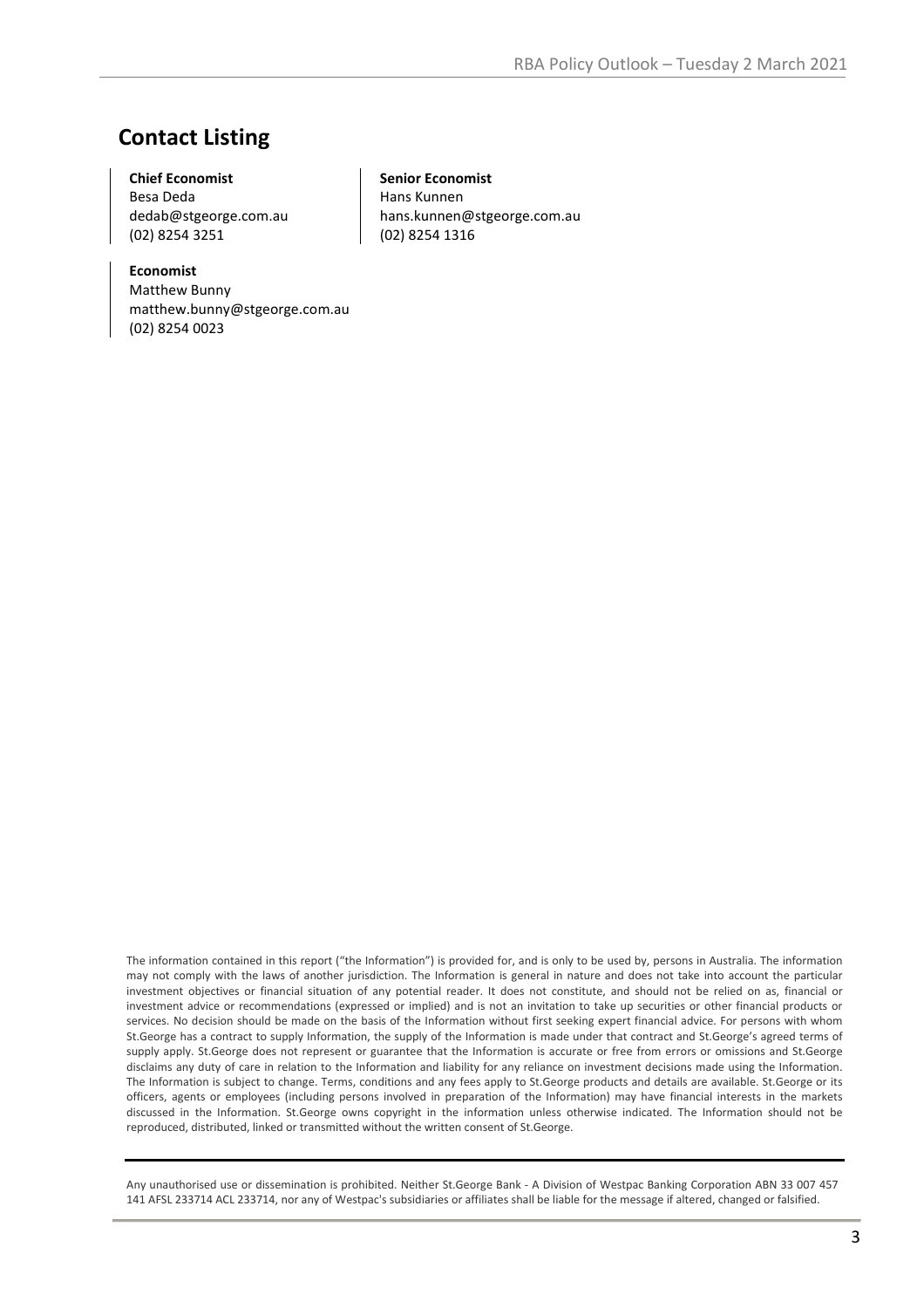## Contact Listing

**Chief Economist**
Besa Deda
dedab@stgeorge.com.au
(02) 8254 3251

**Senior Economist**
Hans Kunnen
hans.kunnen@stgeorge.com.au
(02) 8254 1316

**Economist**
Matthew Bunny
matthew.bunny@stgeorge.com.au
(02) 8254 0023

The information contained in this report ("the Information") is provided for, and is only to be used by, persons in Australia. The information may not comply with the laws of another jurisdiction. The Information is general in nature and does not take into account the particular investment objectives or financial situation of any potential reader. It does not constitute, and should not be relied on as, financial or investment advice or recommendations (expressed or implied) and is not an invitation to take up securities or other financial products or services. No decision should be made on the basis of the Information without first seeking expert financial advice. For persons with whom St.George has a contract to supply Information, the supply of the Information is made under that contract and St.George's agreed terms of supply apply. St.George does not represent or guarantee that the Information is accurate or free from errors or omissions and St.George disclaims any duty of care in relation to the Information and liability for any reliance on investment decisions made using the Information. The Information is subject to change. Terms, conditions and any fees apply to St.George products and details are available. St.George or its officers, agents or employees (including persons involved in preparation of the Information) may have financial interests in the markets discussed in the Information. St.George owns copyright in the information unless otherwise indicated. The Information should not be reproduced, distributed, linked or transmitted without the written consent of St.George.

Any unauthorised use or dissemination is prohibited. Neither St.George Bank - A Division of Westpac Banking Corporation ABN 33 007 457 141 AFSL 233714 ACL 233714, nor any of Westpac's subsidiaries or affiliates shall be liable for the message if altered, changed or falsified.